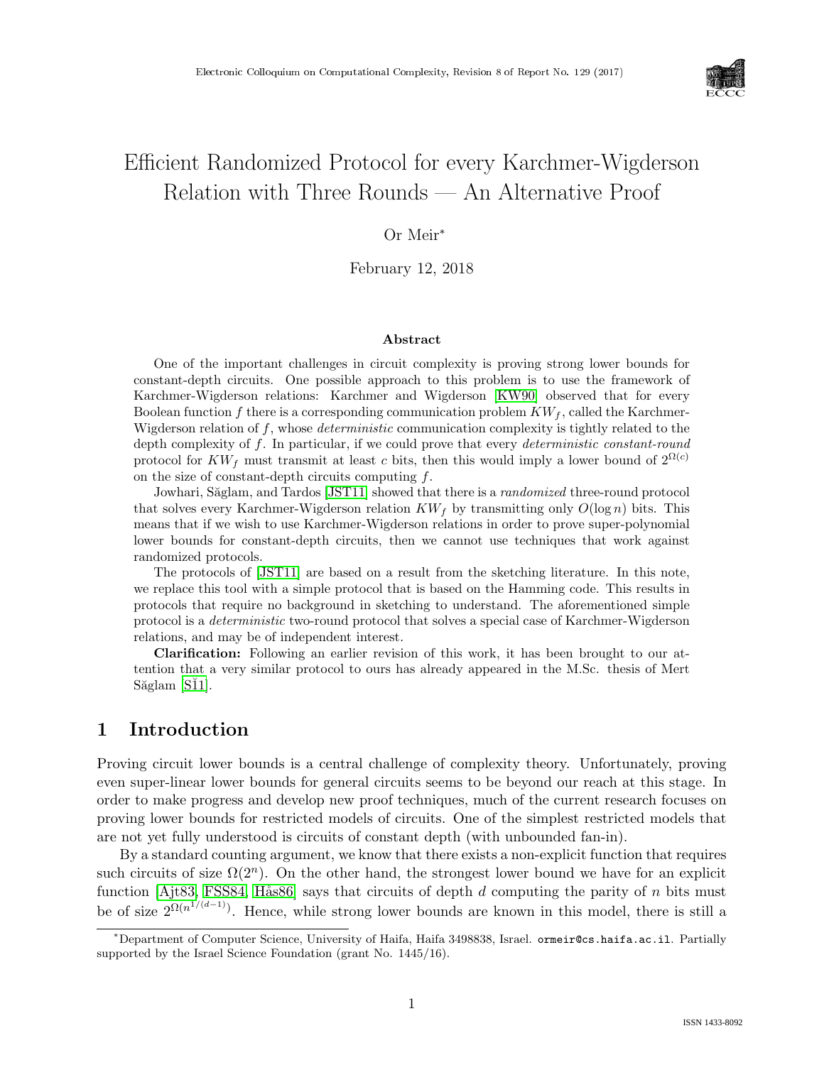# Efficient Randomized Protocol for every Karchmer-Wigderson Relation with Three Rounds — An Alternative Proof

Or Meir*

February 12, 2018

### Abstract

One of the important challenges in circuit complexity is proving strong lower bounds for constant-depth circuits. One possible approach to this problem is to use the framework of Karchmer-Wigderson relations: Karchmer and Wigderson [KW90] observed that for every Boolean function $f$ there is a corresponding communication problem $KW_f$, called the Karchmer-Wigderson relation of $f$, whose *deterministic* communication complexity is tightly related to the depth complexity of $f$. In particular, if we could prove that every *deterministic constant-round* protocol for $KW_f$ must transmit at least $c$ bits, then this would imply a lower bound of $2^{\Omega(c)}$ on the size of constant-depth circuits computing $f$.

Jowhari, Săglam, and Tardos [JST11] showed that there is a *randomized* three-round protocol that solves every Karchmer-Wigderson relation $KW_f$ by transmitting only $O(\log n)$ bits. This means that if we wish to use Karchmer-Wigderson relations in order to prove super-polynomial lower bounds for constant-depth circuits, then we cannot use techniques that work against randomized protocols.

The protocols of [JST11] are based on a result from the sketching literature. In this note, we replace this tool with a simple protocol that is based on the Hamming code. This results in protocols that require no background in sketching to understand. The aforementioned simple protocol is a *deterministic* two-round protocol that solves a special case of Karchmer-Wigderson relations, and may be of independent interest.

**Clarification:** Following an earlier revision of this work, it has been brought to our attention that a very similar protocol to ours has already appeared in the M.Sc. thesis of Mert Săglam [Ş11].

## 1 Introduction

Proving circuit lower bounds is a central challenge of complexity theory. Unfortunately, proving even super-linear lower bounds for general circuits seems to be beyond our reach at this stage. In order to make progress and develop new proof techniques, much of the current research focuses on proving lower bounds for restricted models of circuits. One of the simplest restricted models that are not yet fully understood is circuits of constant depth (with unbounded fan-in).

By a standard counting argument, we know that there exists a non-explicit function that requires such circuits of size $\Omega(2^n)$. On the other hand, the strongest lower bound we have for an explicit function [Ajt83, FSS84, Hås86] says that circuits of depth $d$ computing the parity of $n$ bits must be of size $2^{\Omega(n^{1/(d-1)})}$. Hence, while strong lower bounds are known in this model, there is still a

---

*Department of Computer Science, University of Haifa, Haifa 3498838, Israel. ormeir@cs.haifa.ac.il. Partially supported by the Israel Science Foundation (grant No. 1445/16).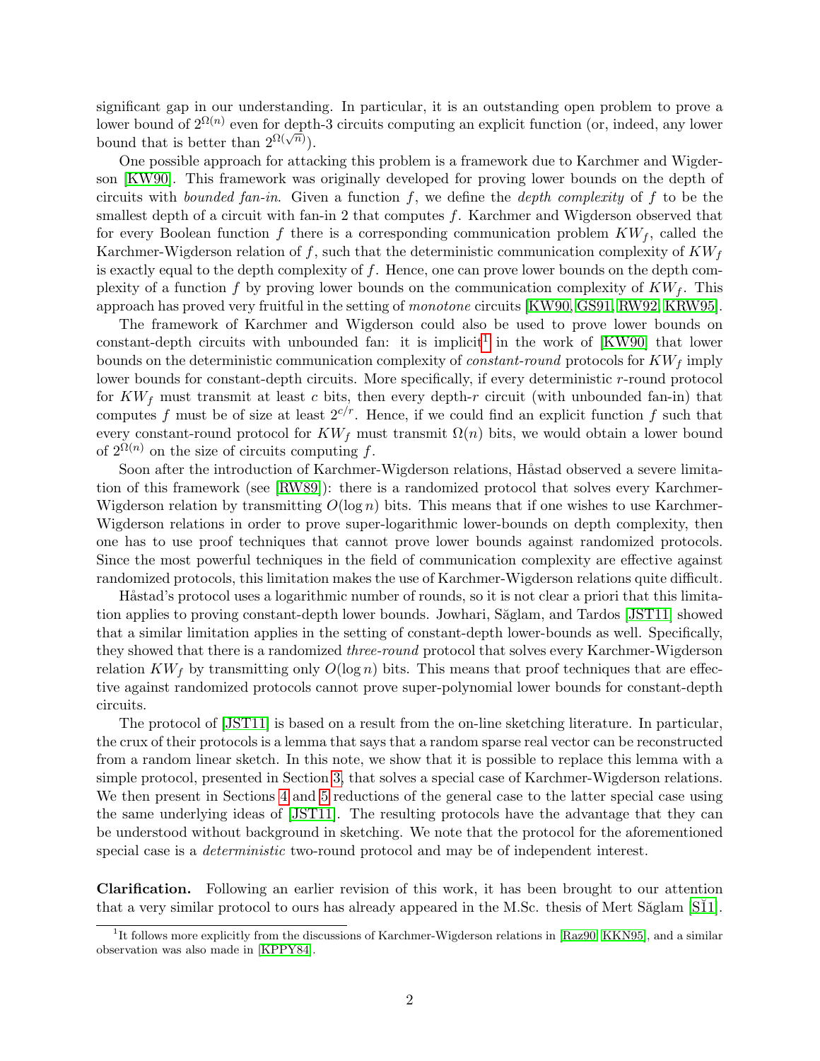significant gap in our understanding. In particular, it is an outstanding open problem to prove a lower bound of $2^{\Omega(n)}$ even for depth-3 circuits computing an explicit function (or, indeed, any lower bound that is better than $2^{\Omega(\sqrt{n})}$).

One possible approach for attacking this problem is a framework due to Karchmer and Wigderson [KW90]. This framework was originally developed for proving lower bounds on the depth of circuits with *bounded fan-in*. Given a function $f$, we define the *depth complexity* of $f$ to be the smallest depth of a circuit with fan-in 2 that computes $f$. Karchmer and Wigderson observed that for every Boolean function $f$ there is a corresponding communication problem $KW_f$, called the Karchmer-Wigderson relation of $f$, such that the deterministic communication complexity of $KW_f$ is exactly equal to the depth complexity of $f$. Hence, one can prove lower bounds on the depth complexity of a function $f$ by proving lower bounds on the communication complexity of $KW_f$. This approach has proved very fruitful in the setting of *monotone* circuits [KW90, GS91, RW92, KRW95].

The framework of Karchmer and Wigderson could also be used to prove lower bounds on constant-depth circuits with unbounded fan: it is implicit[1] in the work of [KW90] that lower bounds on the deterministic communication complexity of *constant-round* protocols for $KW_f$ imply lower bounds for constant-depth circuits. More specifically, if every deterministic $r$-round protocol for $KW_f$ must transmit at least $c$ bits, then every depth-$r$ circuit (with unbounded fan-in) that computes $f$ must be of size at least $2^{c/r}$. Hence, if we could find an explicit function $f$ such that every constant-round protocol for $KW_f$ must transmit $\Omega(n)$ bits, we would obtain a lower bound of $2^{\Omega(n)}$ on the size of circuits computing $f$.

Soon after the introduction of Karchmer-Wigderson relations, Håstad observed a severe limitation of this framework (see [RW89]): there is a randomized protocol that solves every Karchmer-Wigderson relation by transmitting $O(\log n)$ bits. This means that if one wishes to use Karchmer-Wigderson relations in order to prove super-logarithmic lower-bounds on depth complexity, then one has to use proof techniques that cannot prove lower bounds against randomized protocols. Since the most powerful techniques in the field of communication complexity are effective against randomized protocols, this limitation makes the use of Karchmer-Wigderson relations quite difficult.

Håstad's protocol uses a logarithmic number of rounds, so it is not clear a priori that this limitation applies to proving constant-depth lower bounds. Jowhari, Săglam, and Tardos [JST11] showed that a similar limitation applies in the setting of constant-depth lower-bounds as well. Specifically, they showed that there is a randomized *three-round* protocol that solves every Karchmer-Wigderson relation $KW_f$ by transmitting only $O(\log n)$ bits. This means that proof techniques that are effective against randomized protocols cannot prove super-polynomial lower bounds for constant-depth circuits.

The protocol of [JST11] is based on a result from the on-line sketching literature. In particular, the crux of their protocols is a lemma that says that a random sparse real vector can be reconstructed from a random linear sketch. In this note, we show that it is possible to replace this lemma with a simple protocol, presented in Section 3, that solves a special case of Karchmer-Wigderson relations. We then present in Sections 4 and 5 reductions of the general case to the latter special case using the same underlying ideas of [JST11]. The resulting protocols have the advantage that they can be understood without background in sketching. We note that the protocol for the aforementioned special case is a *deterministic* two-round protocol and may be of independent interest.

**Clarification.** Following an earlier revision of this work, it has been brought to our attention that a very similar protocol to ours has already appeared in the M.Sc. thesis of Mert Săglam [Š11].

[1] It follows more explicitly from the discussions of Karchmer-Wigderson relations in [Raz90, KKN95], and a similar observation was also made in [KPPY84].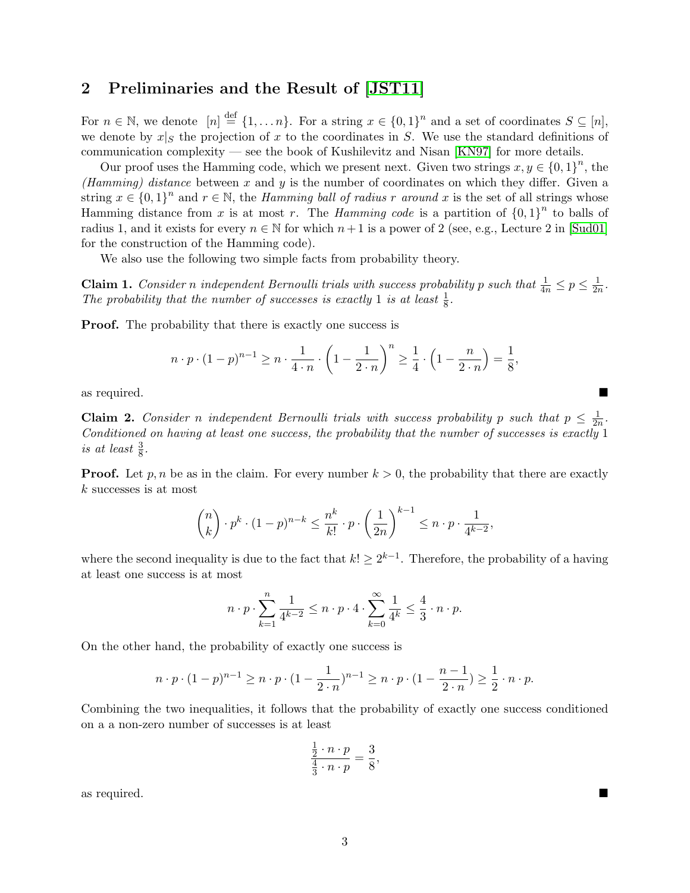## 2 Preliminaries and the Result of [JST11]

For $n \in \mathbb{N}$, we denote $[n] \stackrel{\text{def}}{=} \{1, \ldots n\}$. For a string $x \in \{0,1\}^n$ and a set of coordinates $S \subseteq [n]$, we denote by $x|_S$ the projection of $x$ to the coordinates in $S$. We use the standard definitions of communication complexity — see the book of Kushilevitz and Nisan [KN97] for more details.

Our proof uses the Hamming code, which we present next. Given two strings $x, y \in \{0,1\}^n$, the *(Hamming) distance* between $x$ and $y$ is the number of coordinates on which they differ. Given a string $x \in \{0,1\}^n$ and $r \in \mathbb{N}$, the *Hamming ball of radius $r$ around $x$* is the set of all strings whose Hamming distance from $x$ is at most $r$. The *Hamming code* is a partition of $\{0,1\}^n$ to balls of radius 1, and it exists for every $n \in \mathbb{N}$ for which $n+1$ is a power of 2 (see, e.g., Lecture 2 in [Sud01] for the construction of the Hamming code).

We also use the following two simple facts from probability theory.

**Claim 1.** *Consider $n$ independent Bernoulli trials with success probability $p$ such that $\frac{1}{4n} \le p \le \frac{1}{2n}$. The probability that the number of successes is exactly 1 is at least $\frac{1}{8}$.*

**Proof.** The probability that there is exactly one success is

$$n \cdot p \cdot (1-p)^{n-1} \ge n \cdot \frac{1}{4 \cdot n} \cdot \left(1 - \frac{1}{2 \cdot n}\right)^n \ge \frac{1}{4} \cdot \left(1 - \frac{n}{2 \cdot n}\right) = \frac{1}{8},$$

as required. ∎

**Claim 2.** *Consider $n$ independent Bernoulli trials with success probability $p$ such that $p \le \frac{1}{2n}$. Conditioned on having at least one success, the probability that the number of successes is exactly 1 is at least $\frac{3}{8}$.*

**Proof.** Let $p, n$ be as in the claim. For every number $k > 0$, the probability that there are exactly $k$ successes is at most

$$\binom{n}{k} \cdot p^k \cdot (1-p)^{n-k} \le \frac{n^k}{k!} \cdot p \cdot \left(\frac{1}{2n}\right)^{k-1} \le n \cdot p \cdot \frac{1}{4^{k-2}},$$

where the second inequality is due to the fact that $k! \ge 2^{k-1}$. Therefore, the probability of a having at least one success is at most

$$n \cdot p \cdot \sum_{k=1}^{n} \frac{1}{4^{k-2}} \le n \cdot p \cdot 4 \cdot \sum_{k=0}^{\infty} \frac{1}{4^k} \le \frac{4}{3} \cdot n \cdot p.$$

On the other hand, the probability of exactly one success is

$$n \cdot p \cdot (1-p)^{n-1} \ge n \cdot p \cdot (1 - \frac{1}{2 \cdot n})^{n-1} \ge n \cdot p \cdot (1 - \frac{n-1}{2 \cdot n}) \ge \frac{1}{2} \cdot n \cdot p.$$

Combining the two inequalities, it follows that the probability of exactly one success conditioned on a a non-zero number of successes is at least

$$\frac{\frac{1}{2} \cdot n \cdot p}{\frac{4}{3} \cdot n \cdot p} = \frac{3}{8},$$

as required. ∎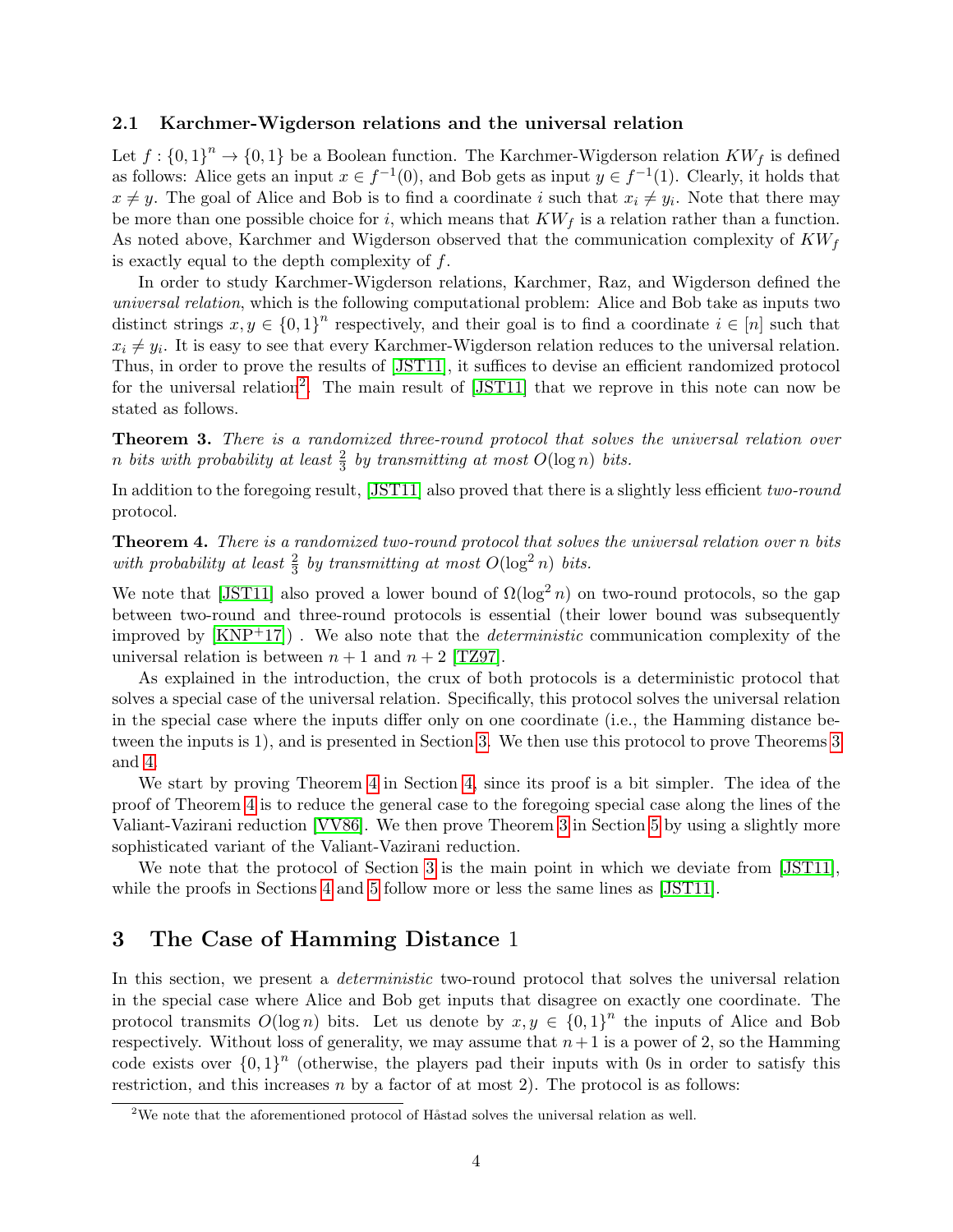### 2.1 Karchmer-Wigderson relations and the universal relation

Let $f : \{0,1\}^n \to \{0,1\}$ be a Boolean function. The Karchmer-Wigderson relation $KW_f$ is defined as follows: Alice gets an input $x \in f^{-1}(0)$, and Bob gets as input $y \in f^{-1}(1)$. Clearly, it holds that $x \neq y$. The goal of Alice and Bob is to find a coordinate $i$ such that $x_i \neq y_i$. Note that there may be more than one possible choice for $i$, which means that $KW_f$ is a relation rather than a function. As noted above, Karchmer and Wigderson observed that the communication complexity of $KW_f$ is exactly equal to the depth complexity of $f$.

In order to study Karchmer-Wigderson relations, Karchmer, Raz, and Wigderson defined the *universal relation*, which is the following computational problem: Alice and Bob take as inputs two distinct strings $x, y \in \{0,1\}^n$ respectively, and their goal is to find a coordinate $i \in [n]$ such that $x_i \neq y_i$. It is easy to see that every Karchmer-Wigderson relation reduces to the universal relation. Thus, in order to prove the results of [JST11], it suffices to devise an efficient randomized protocol for the universal relation[2]. The main result of [JST11] that we reprove in this note can now be stated as follows.

**Theorem 3.** *There is a randomized three-round protocol that solves the universal relation over $n$ bits with probability at least $\frac{2}{3}$ by transmitting at most $O(\log n)$ bits.*

In addition to the foregoing result, [JST11] also proved that there is a slightly less efficient *two-round* protocol.

**Theorem 4.** *There is a randomized two-round protocol that solves the universal relation over $n$ bits with probability at least $\frac{2}{3}$ by transmitting at most $O(\log^2 n)$ bits.*

We note that [JST11] also proved a lower bound of $\Omega(\log^2 n)$ on two-round protocols, so the gap between two-round and three-round protocols is essential (their lower bound was subsequently improved by [KNP+17]) . We also note that the *deterministic* communication complexity of the universal relation is between $n + 1$ and $n + 2$ [TZ97].

As explained in the introduction, the crux of both protocols is a deterministic protocol that solves a special case of the universal relation. Specifically, this protocol solves the universal relation in the special case where the inputs differ only on one coordinate (i.e., the Hamming distance between the inputs is 1), and is presented in Section 3. We then use this protocol to prove Theorems 3 and 4.

We start by proving Theorem 4 in Section 4, since its proof is a bit simpler. The idea of the proof of Theorem 4 is to reduce the general case to the foregoing special case along the lines of the Valiant-Vazirani reduction [VV86]. We then prove Theorem 3 in Section 5 by using a slightly more sophisticated variant of the Valiant-Vazirani reduction.

We note that the protocol of Section 3 is the main point in which we deviate from [JST11], while the proofs in Sections 4 and 5 follow more or less the same lines as [JST11].

# 3 The Case of Hamming Distance 1

In this section, we present a *deterministic* two-round protocol that solves the universal relation in the special case where Alice and Bob get inputs that disagree on exactly one coordinate. The protocol transmits $O(\log n)$ bits. Let us denote by $x, y \in \{0,1\}^n$ the inputs of Alice and Bob respectively. Without loss of generality, we may assume that $n+1$ is a power of 2, so the Hamming code exists over $\{0,1\}^n$ (otherwise, the players pad their inputs with 0s in order to satisfy this restriction, and this increases $n$ by a factor of at most 2). The protocol is as follows:

[2] We note that the aforementioned protocol of Håstad solves the universal relation as well.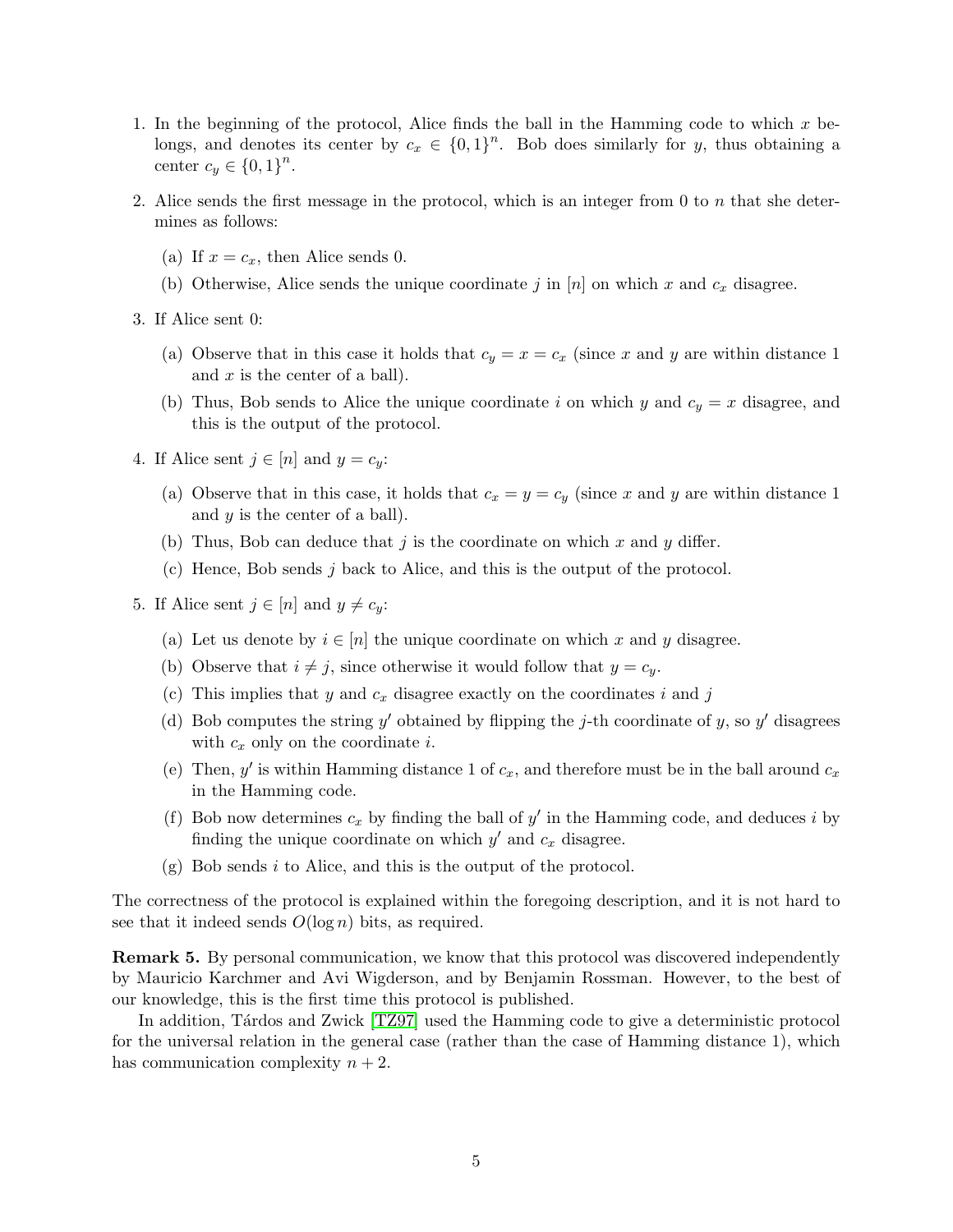1. In the beginning of the protocol, Alice finds the ball in the Hamming code to which $x$ belongs, and denotes its center by $c_x \in \{0,1\}^n$. Bob does similarly for $y$, thus obtaining a center $c_y \in \{0,1\}^n$.
2. Alice sends the first message in the protocol, which is an integer from 0 to $n$ that she determines as follows:
   (a) If $x = c_x$, then Alice sends 0.
   (b) Otherwise, Alice sends the unique coordinate $j$ in $[n]$ on which $x$ and $c_x$ disagree.
3. If Alice sent 0:
   (a) Observe that in this case it holds that $c_y = x = c_x$ (since $x$ and $y$ are within distance 1 and $x$ is the center of a ball).
   (b) Thus, Bob sends to Alice the unique coordinate $i$ on which $y$ and $c_y = x$ disagree, and this is the output of the protocol.
4. If Alice sent $j \in [n]$ and $y = c_y$:
   (a) Observe that in this case, it holds that $c_x = y = c_y$ (since $x$ and $y$ are within distance 1 and $y$ is the center of a ball).
   (b) Thus, Bob can deduce that $j$ is the coordinate on which $x$ and $y$ differ.
   (c) Hence, Bob sends $j$ back to Alice, and this is the output of the protocol.
5. If Alice sent $j \in [n]$ and $y \neq c_y$:
   (a) Let us denote by $i \in [n]$ the unique coordinate on which $x$ and $y$ disagree.
   (b) Observe that $i \neq j$, since otherwise it would follow that $y = c_y$.
   (c) This implies that $y$ and $c_x$ disagree exactly on the coordinates $i$ and $j$
   (d) Bob computes the string $y'$ obtained by flipping the $j$-th coordinate of $y$, so $y'$ disagrees with $c_x$ only on the coordinate $i$.
   (e) Then, $y'$ is within Hamming distance 1 of $c_x$, and therefore must be in the ball around $c_x$ in the Hamming code.
   (f) Bob now determines $c_x$ by finding the ball of $y'$ in the Hamming code, and deduces $i$ by finding the unique coordinate on which $y'$ and $c_x$ disagree.
   (g) Bob sends $i$ to Alice, and this is the output of the protocol.

The correctness of the protocol is explained within the foregoing description, and it is not hard to see that it indeed sends $O(\log n)$ bits, as required.

**Remark 5.** By personal communication, we know that this protocol was discovered independently by Mauricio Karchmer and Avi Wigderson, and by Benjamin Rossman. However, to the best of our knowledge, this is the first time this protocol is published.

In addition, Tárdos and Zwick [TZ97] used the Hamming code to give a deterministic protocol for the universal relation in the general case (rather than the case of Hamming distance 1), which has communication complexity $n + 2$.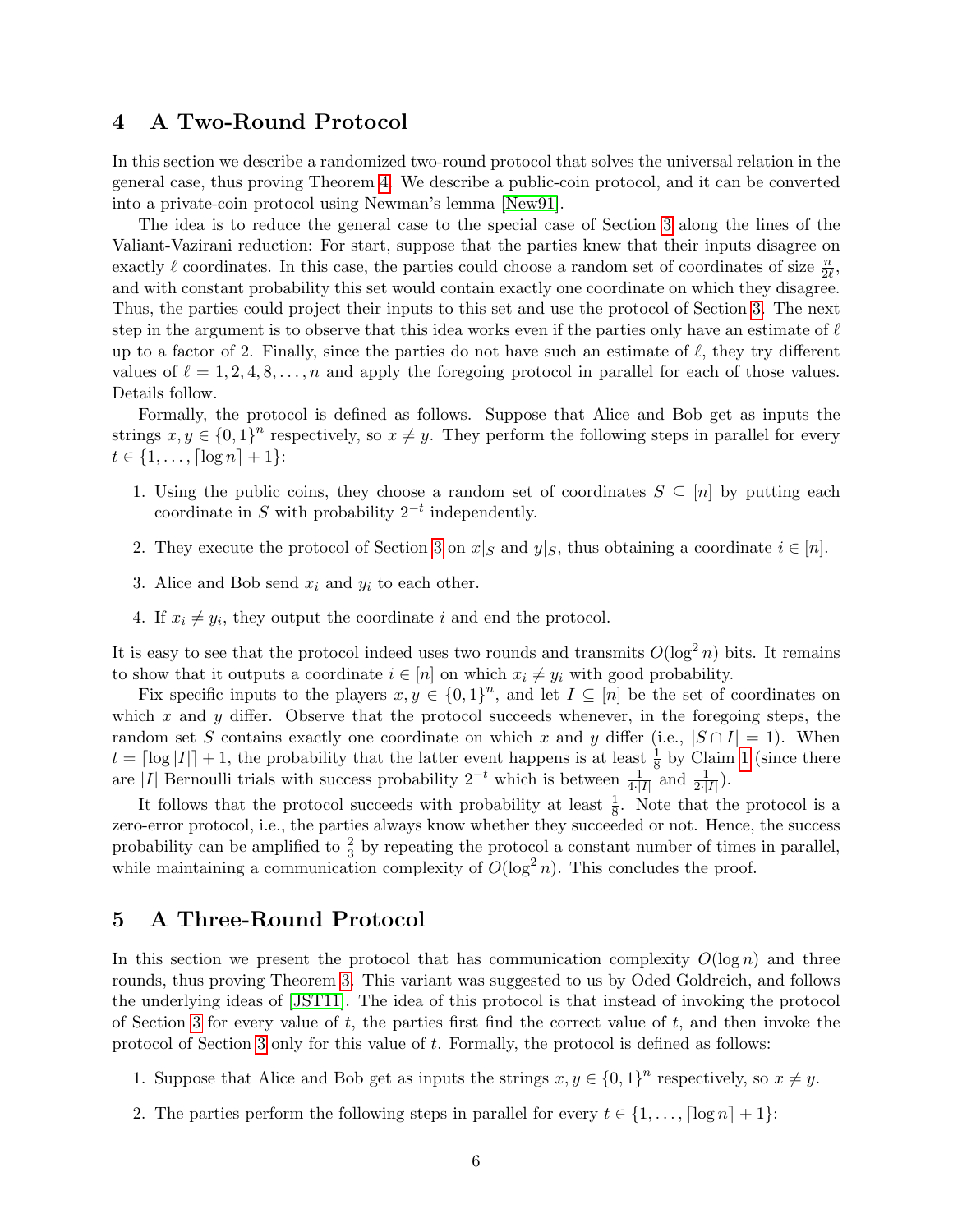## 4 A Two-Round Protocol

In this section we describe a randomized two-round protocol that solves the universal relation in the general case, thus proving Theorem 4. We describe a public-coin protocol, and it can be converted into a private-coin protocol using Newman's lemma [New91].

The idea is to reduce the general case to the special case of Section 3 along the lines of the Valiant-Vazirani reduction: For start, suppose that the parties knew that their inputs disagree on exactly $\ell$ coordinates. In this case, the parties could choose a random set of coordinates of size $\frac{n}{2\ell}$, and with constant probability this set would contain exactly one coordinate on which they disagree. Thus, the parties could project their inputs to this set and use the protocol of Section 3. The next step in the argument is to observe that this idea works even if the parties only have an estimate of $\ell$ up to a factor of 2. Finally, since the parties do not have such an estimate of $\ell$, they try different values of $\ell = 1, 2, 4, 8, \ldots, n$ and apply the foregoing protocol in parallel for each of those values. Details follow.

Formally, the protocol is defined as follows. Suppose that Alice and Bob get as inputs the strings $x, y \in \{0,1\}^n$ respectively, so $x \neq y$. They perform the following steps in parallel for every $t \in \{1, \ldots, \lceil \log n \rceil + 1\}$:

1. Using the public coins, they choose a random set of coordinates $S \subseteq [n]$ by putting each coordinate in $S$ with probability $2^{-t}$ independently.
2. They execute the protocol of Section 3 on $x|_S$ and $y|_S$, thus obtaining a coordinate $i \in [n]$.
3. Alice and Bob send $x_i$ and $y_i$ to each other.
4. If $x_i \neq y_i$, they output the coordinate $i$ and end the protocol.

It is easy to see that the protocol indeed uses two rounds and transmits $O(\log^2 n)$ bits. It remains to show that it outputs a coordinate $i \in [n]$ on which $x_i \neq y_i$ with good probability.

Fix specific inputs to the players $x, y \in \{0,1\}^n$, and let $I \subseteq [n]$ be the set of coordinates on which $x$ and $y$ differ. Observe that the protocol succeeds whenever, in the foregoing steps, the random set $S$ contains exactly one coordinate on which $x$ and $y$ differ (i.e., $|S \cap I| = 1$). When $t = \lceil \log |I| \rceil + 1$, the probability that the latter event happens is at least $\frac{1}{8}$ by Claim 1 (since there are $|I|$ Bernoulli trials with success probability $2^{-t}$ which is between $\frac{1}{4 \cdot |I|}$ and $\frac{1}{2 \cdot |I|}$).

It follows that the protocol succeeds with probability at least $\frac{1}{8}$. Note that the protocol is a zero-error protocol, i.e., the parties always know whether they succeeded or not. Hence, the success probability can be amplified to $\frac{2}{3}$ by repeating the protocol a constant number of times in parallel, while maintaining a communication complexity of $O(\log^2 n)$. This concludes the proof.

## 5 A Three-Round Protocol

In this section we present the protocol that has communication complexity $O(\log n)$ and three rounds, thus proving Theorem 3. This variant was suggested to us by Oded Goldreich, and follows the underlying ideas of [JST11]. The idea of this protocol is that instead of invoking the protocol of Section 3 for every value of $t$, the parties first find the correct value of $t$, and then invoke the protocol of Section 3 only for this value of $t$. Formally, the protocol is defined as follows:

1. Suppose that Alice and Bob get as inputs the strings $x, y \in \{0,1\}^n$ respectively, so $x \neq y$.
2. The parties perform the following steps in parallel for every $t \in \{1, \ldots, \lceil \log n \rceil + 1\}$: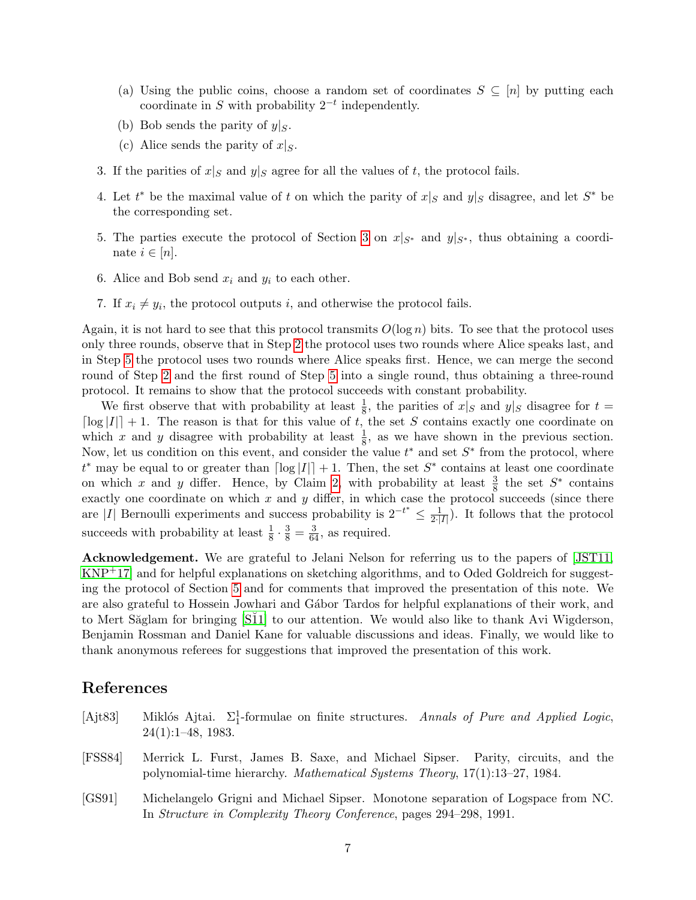(a) Using the public coins, choose a random set of coordinates $S \subseteq [n]$ by putting each coordinate in $S$ with probability $2^{-t}$ independently.

(b) Bob sends the parity of $y|_S$.

(c) Alice sends the parity of $x|_S$.

3. If the parities of $x|_S$ and $y|_S$ agree for all the values of $t$, the protocol fails.

4. Let $t^*$ be the maximal value of $t$ on which the parity of $x|_S$ and $y|_S$ disagree, and let $S^*$ be the corresponding set.

5. The parties execute the protocol of Section 3 on $x|_{S^*}$ and $y|_{S^*}$, thus obtaining a coordinate $i \in [n]$.

6. Alice and Bob send $x_i$ and $y_i$ to each other.

7. If $x_i \neq y_i$, the protocol outputs $i$, and otherwise the protocol fails.

Again, it is not hard to see that this protocol transmits $O(\log n)$ bits. To see that the protocol uses only three rounds, observe that in Step 2 the protocol uses two rounds where Alice speaks last, and in Step 5 the protocol uses two rounds where Alice speaks first. Hence, we can merge the second round of Step 2 and the first round of Step 5 into a single round, thus obtaining a three-round protocol. It remains to show that the protocol succeeds with constant probability.

We first observe that with probability at least $\frac{1}{8}$, the parities of $x|_S$ and $y|_S$ disagree for $t = \lceil \log |I| \rceil + 1$. The reason is that for this value of $t$, the set $S$ contains exactly one coordinate on which $x$ and $y$ disagree with probability at least $\frac{1}{8}$, as we have shown in the previous section. Now, let us condition on this event, and consider the value $t^*$ and set $S^*$ from the protocol, where $t^*$ may be equal to or greater than $\lceil \log |I| \rceil + 1$. Then, the set $S^*$ contains at least one coordinate on which $x$ and $y$ differ. Hence, by Claim 2, with probability at least $\frac{3}{8}$ the set $S^*$ contains exactly one coordinate on which $x$ and $y$ differ, in which case the protocol succeeds (since there are $|I|$ Bernoulli experiments and success probability is $2^{-t^*} \leq \frac{1}{2 \cdot |I|}$). It follows that the protocol succeeds with probability at least $\frac{1}{8} \cdot \frac{3}{8} = \frac{3}{64}$, as required.

**Acknowledgement.** We are grateful to Jelani Nelson for referring us to the papers of [JST11, KNP+17] and for helpful explanations on sketching algorithms, and to Oded Goldreich for suggesting the protocol of Section 5 and for comments that improved the presentation of this note. We are also grateful to Hossein Jowhari and Gábor Tardos for helpful explanations of their work, and to Mert Săglam for bringing [Š11] to our attention. We would also like to thank Avi Wigderson, Benjamin Rossman and Daniel Kane for valuable discussions and ideas. Finally, we would like to thank anonymous referees for suggestions that improved the presentation of this work.

## References

[Ajt83] Miklós Ajtai. $\Sigma_1^1$-formulae on finite structures. *Annals of Pure and Applied Logic*, 24(1):1–48, 1983.

[FSS84] Merrick L. Furst, James B. Saxe, and Michael Sipser. Parity, circuits, and the polynomial-time hierarchy. *Mathematical Systems Theory*, 17(1):13–27, 1984.

[GS91] Michelangelo Grigni and Michael Sipser. Monotone separation of Logspace from NC. In *Structure in Complexity Theory Conference*, pages 294–298, 1991.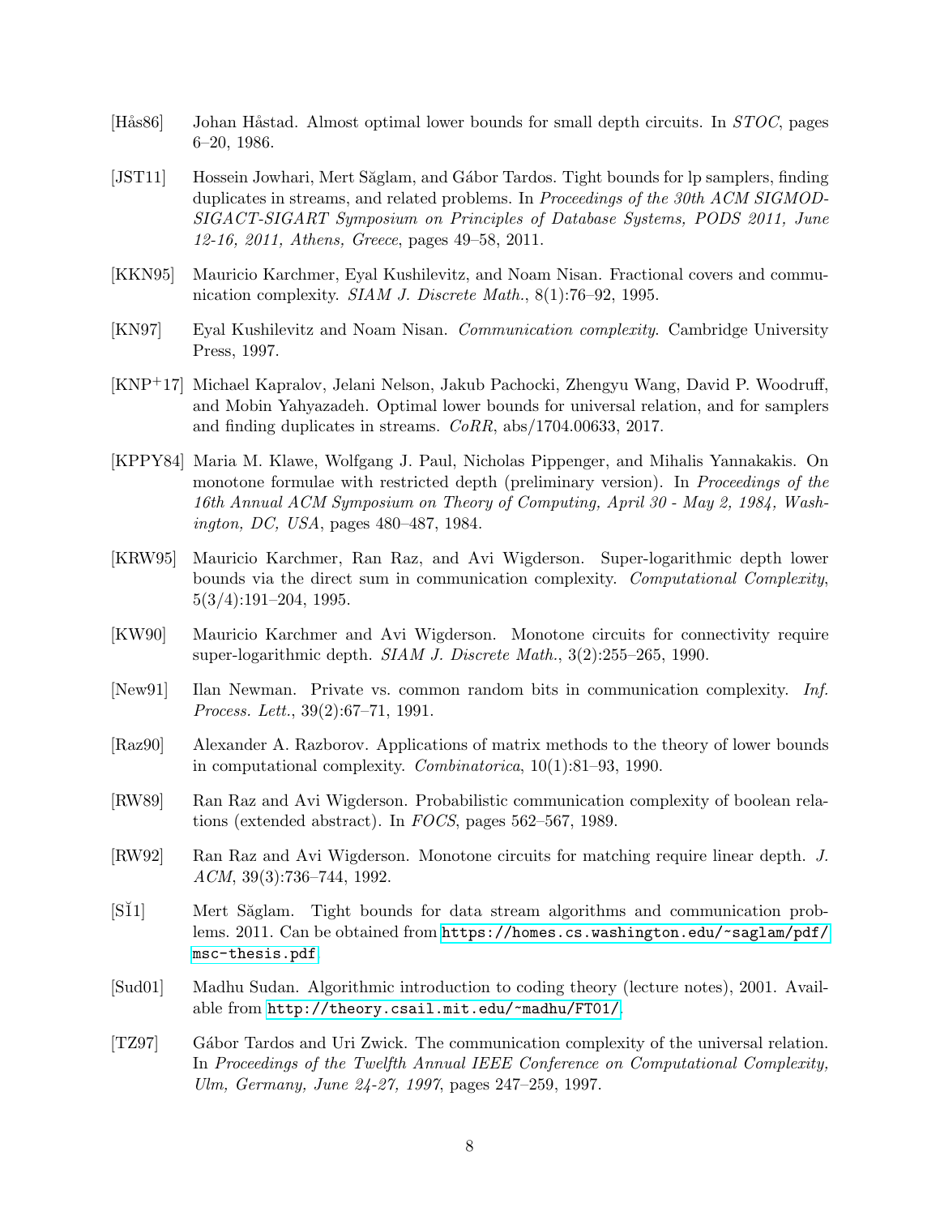[Hås86] Johan Håstad. Almost optimal lower bounds for small depth circuits. In *STOC*, pages 6–20, 1986.

[JST11] Hossein Jowhari, Mert Săglam, and Gábor Tardos. Tight bounds for lp samplers, finding duplicates in streams, and related problems. In *Proceedings of the 30th ACM SIGMOD-SIGACT-SIGART Symposium on Principles of Database Systems, PODS 2011, June 12-16, 2011, Athens, Greece*, pages 49–58, 2011.

[KKN95] Mauricio Karchmer, Eyal Kushilevitz, and Noam Nisan. Fractional covers and communication complexity. *SIAM J. Discrete Math.*, 8(1):76–92, 1995.

[KN97] Eyal Kushilevitz and Noam Nisan. *Communication complexity*. Cambridge University Press, 1997.

[KNP+17] Michael Kapralov, Jelani Nelson, Jakub Pachocki, Zhengyu Wang, David P. Woodruff, and Mobin Yahyazadeh. Optimal lower bounds for universal relation, and for samplers and finding duplicates in streams. *CoRR*, abs/1704.00633, 2017.

[KPPY84] Maria M. Klawe, Wolfgang J. Paul, Nicholas Pippenger, and Mihalis Yannakakis. On monotone formulae with restricted depth (preliminary version). In *Proceedings of the 16th Annual ACM Symposium on Theory of Computing, April 30 - May 2, 1984, Washington, DC, USA*, pages 480–487, 1984.

[KRW95] Mauricio Karchmer, Ran Raz, and Avi Wigderson. Super-logarithmic depth lower bounds via the direct sum in communication complexity. *Computational Complexity*, 5(3/4):191–204, 1995.

[KW90] Mauricio Karchmer and Avi Wigderson. Monotone circuits for connectivity require super-logarithmic depth. *SIAM J. Discrete Math.*, 3(2):255–265, 1990.

[New91] Ilan Newman. Private vs. common random bits in communication complexity. *Inf. Process. Lett.*, 39(2):67–71, 1991.

[Raz90] Alexander A. Razborov. Applications of matrix methods to the theory of lower bounds in computational complexity. *Combinatorica*, 10(1):81–93, 1990.

[RW89] Ran Raz and Avi Wigderson. Probabilistic communication complexity of boolean relations (extended abstract). In *FOCS*, pages 562–567, 1989.

[RW92] Ran Raz and Avi Wigderson. Monotone circuits for matching require linear depth. *J. ACM*, 39(3):736–744, 1992.

[SĬ1] Mert Săglam. Tight bounds for data stream algorithms and communication problems. 2011. Can be obtained from https://homes.cs.washington.edu/~saglam/pdf/msc-thesis.pdf.

[Sud01] Madhu Sudan. Algorithmic introduction to coding theory (lecture notes), 2001. Available from http://theory.csail.mit.edu/~madhu/FT01/.

[TZ97] Gábor Tardos and Uri Zwick. The communication complexity of the universal relation. In *Proceedings of the Twelfth Annual IEEE Conference on Computational Complexity, Ulm, Germany, June 24-27, 1997*, pages 247–259, 1997.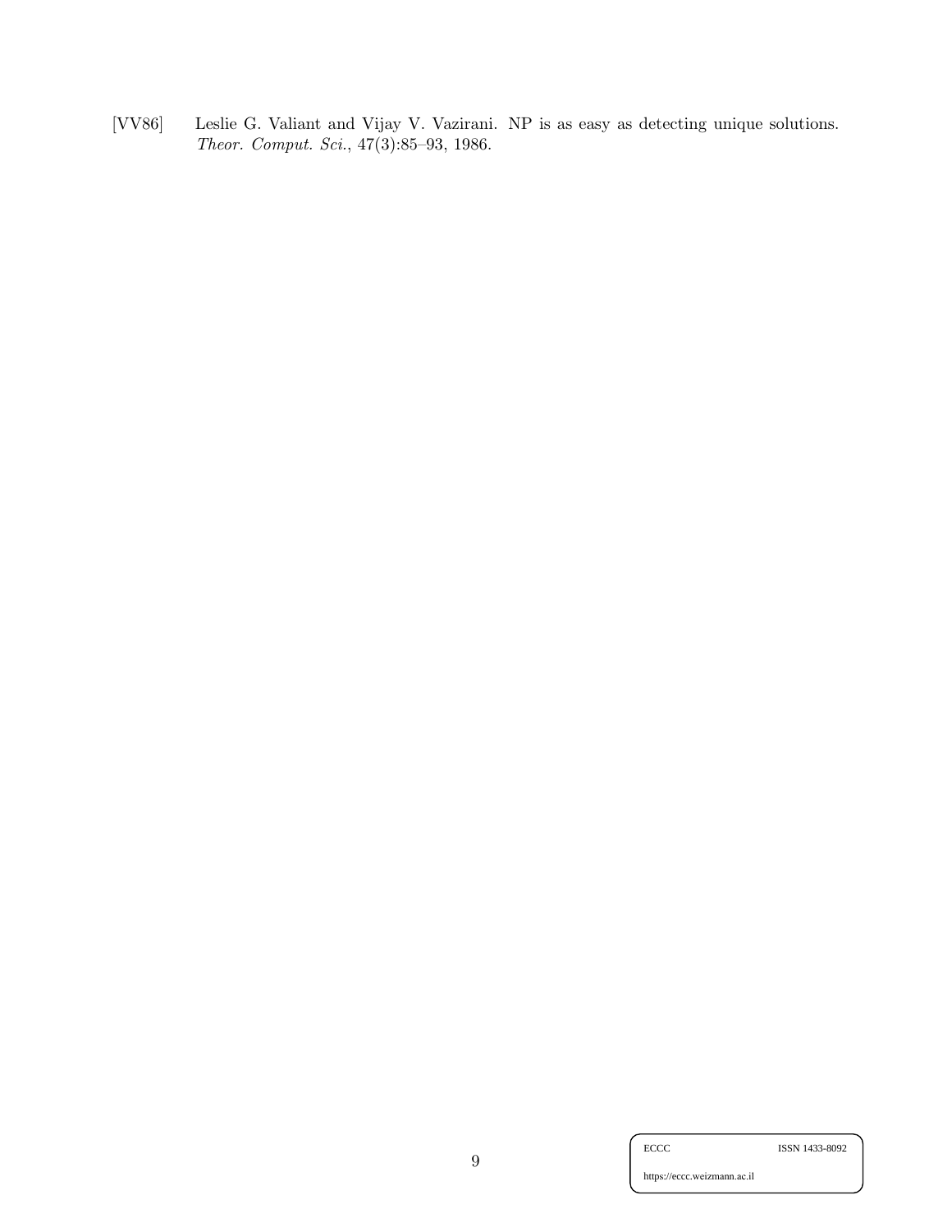[VV86] Leslie G. Valiant and Vijay V. Vazirani. NP is as easy as detecting unique solutions. *Theor. Comput. Sci.*, 47(3):85–93, 1986.